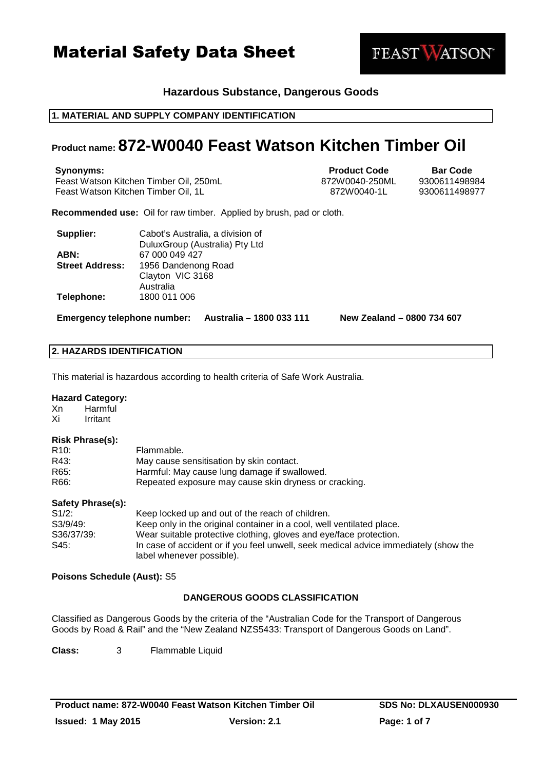# Material Safety Data Sheet

FEAST WATSON

**Hazardous Substance, Dangerous Goods**

## 1. MATERIAL AND SUPPLY COMPANY IDENTIFICATION

# Product name: 872-W0040 Feast Watson Kitchen Timber Oil

| Synonyms: | Product Code | Bar Code |
|---|---|---|
| Feast Watson Kitchen Timber Oil, 250mL | 872W0040-250ML | 9300611498984 |
| Feast Watson Kitchen Timber Oil, 1L | 872W0040-1L | 9300611498977 |

**Recommended use:** Oil for raw timber. Applied by brush, pad or cloth.

| | |
|---|---|
| **Supplier:** | Cabot's Australia, a division of DuluxGroup (Australia) Pty Ltd |
| **ABN:** | 67 000 049 427 |
| **Street Address:** | 1956 Dandenong Road<br>Clayton VIC 3168<br>Australia |
| **Telephone:** | 1800 011 006 |

**Emergency telephone number:** **Australia – 1800 033 111** **New Zealand – 0800 734 607**

## 2. HAZARDS IDENTIFICATION

This material is hazardous according to health criteria of Safe Work Australia.

**Hazard Category:**

Xn Harmful
Xi Irritant

**Risk Phrase(s):**

| | |
|---|---|
| R10: | Flammable. |
| R43: | May cause sensitisation by skin contact. |
| R65: | Harmful: May cause lung damage if swallowed. |
| R66: | Repeated exposure may cause skin dryness or cracking. |

**Safety Phrase(s):**

| | |
|---|---|
| S1/2: | Keep locked up and out of the reach of children. |
| S3/9/49: | Keep only in the original container in a cool, well ventilated place. |
| S36/37/39: | Wear suitable protective clothing, gloves and eye/face protection. |
| S45: | In case of accident or if you feel unwell, seek medical advice immediately (show the label whenever possible). |

**Poisons Schedule (Aust):** S5

### DANGEROUS GOODS CLASSIFICATION

Classified as Dangerous Goods by the criteria of the "Australian Code for the Transport of Dangerous Goods by Road & Rail" and the "New Zealand NZS5433: Transport of Dangerous Goods on Land".

**Class:** 3 Flammable Liquid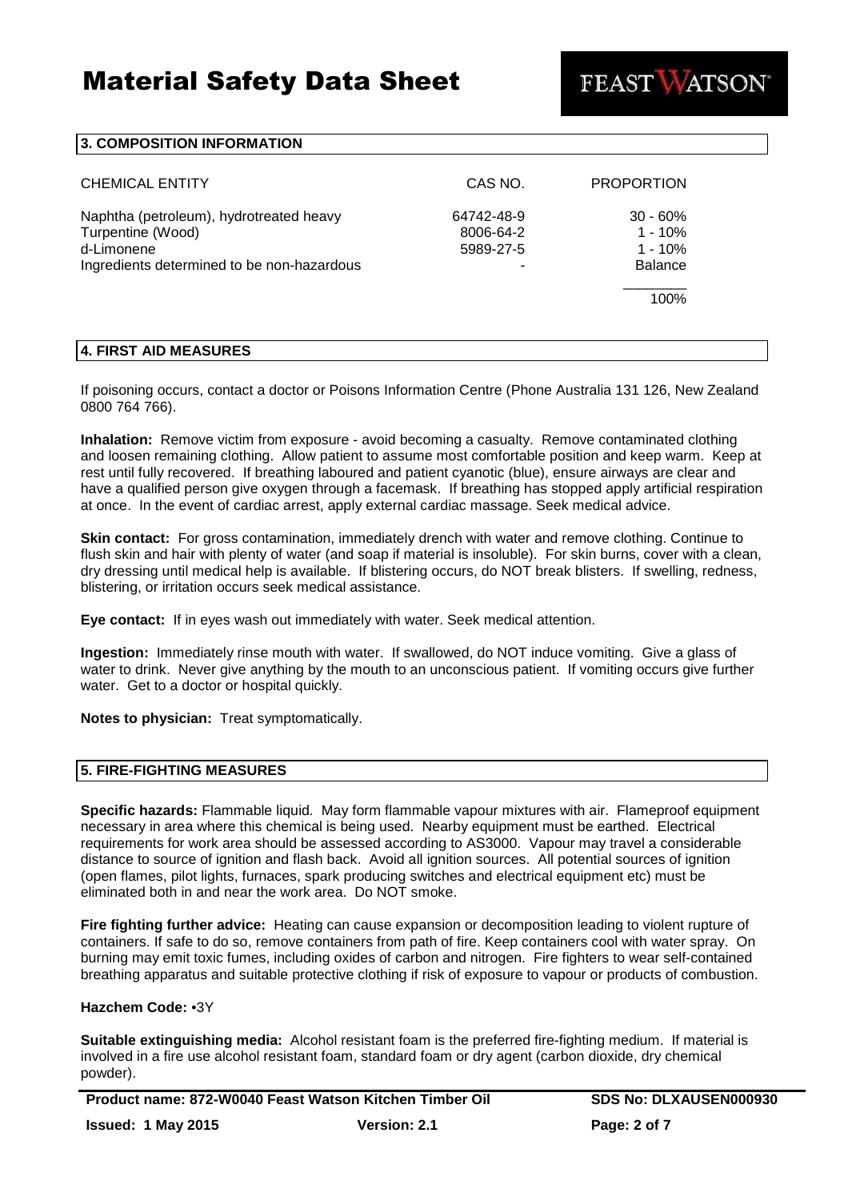## 3. COMPOSITION INFORMATION

| CHEMICAL ENTITY | CAS NO. | PROPORTION |
|---|---|---|
| Naphtha (petroleum), hydrotreated heavy | 64742-48-9 | 30 - 60% |
| Turpentine (Wood) | 8006-64-2 | 1 - 10% |
| d-Limonene | 5989-27-5 | 1 - 10% |
| Ingredients determined to be non-hazardous | - | Balance |
| | | 100% |

## 4. FIRST AID MEASURES

If poisoning occurs, contact a doctor or Poisons Information Centre (Phone Australia 131 126, New Zealand 0800 764 766).

**Inhalation:** Remove victim from exposure - avoid becoming a casualty. Remove contaminated clothing and loosen remaining clothing. Allow patient to assume most comfortable position and keep warm. Keep at rest until fully recovered. If breathing laboured and patient cyanotic (blue), ensure airways are clear and have a qualified person give oxygen through a facemask. If breathing has stopped apply artificial respiration at once. In the event of cardiac arrest, apply external cardiac massage. Seek medical advice.

**Skin contact:** For gross contamination, immediately drench with water and remove clothing. Continue to flush skin and hair with plenty of water (and soap if material is insoluble). For skin burns, cover with a clean, dry dressing until medical help is available. If blistering occurs, do NOT break blisters. If swelling, redness, blistering, or irritation occurs seek medical assistance.

**Eye contact:** If in eyes wash out immediately with water. Seek medical attention.

**Ingestion:** Immediately rinse mouth with water. If swallowed, do NOT induce vomiting. Give a glass of water to drink. Never give anything by the mouth to an unconscious patient. If vomiting occurs give further water. Get to a doctor or hospital quickly.

**Notes to physician:** Treat symptomatically.

## 5. FIRE-FIGHTING MEASURES

**Specific hazards:** Flammable liquid. May form flammable vapour mixtures with air. Flameproof equipment necessary in area where this chemical is being used. Nearby equipment must be earthed. Electrical requirements for work area should be assessed according to AS3000. Vapour may travel a considerable distance to source of ignition and flash back. Avoid all ignition sources. All potential sources of ignition (open flames, pilot lights, furnaces, spark producing switches and electrical equipment etc) must be eliminated both in and near the work area. Do NOT smoke.

**Fire fighting further advice:** Heating can cause expansion or decomposition leading to violent rupture of containers. If safe to do so, remove containers from path of fire. Keep containers cool with water spray. On burning may emit toxic fumes, including oxides of carbon and nitrogen. Fire fighters to wear self-contained breathing apparatus and suitable protective clothing if risk of exposure to vapour or products of combustion.

**Hazchem Code:** •3Y

**Suitable extinguishing media:** Alcohol resistant foam is the preferred fire-fighting medium. If material is involved in a fire use alcohol resistant foam, standard foam or dry agent (carbon dioxide, dry chemical powder).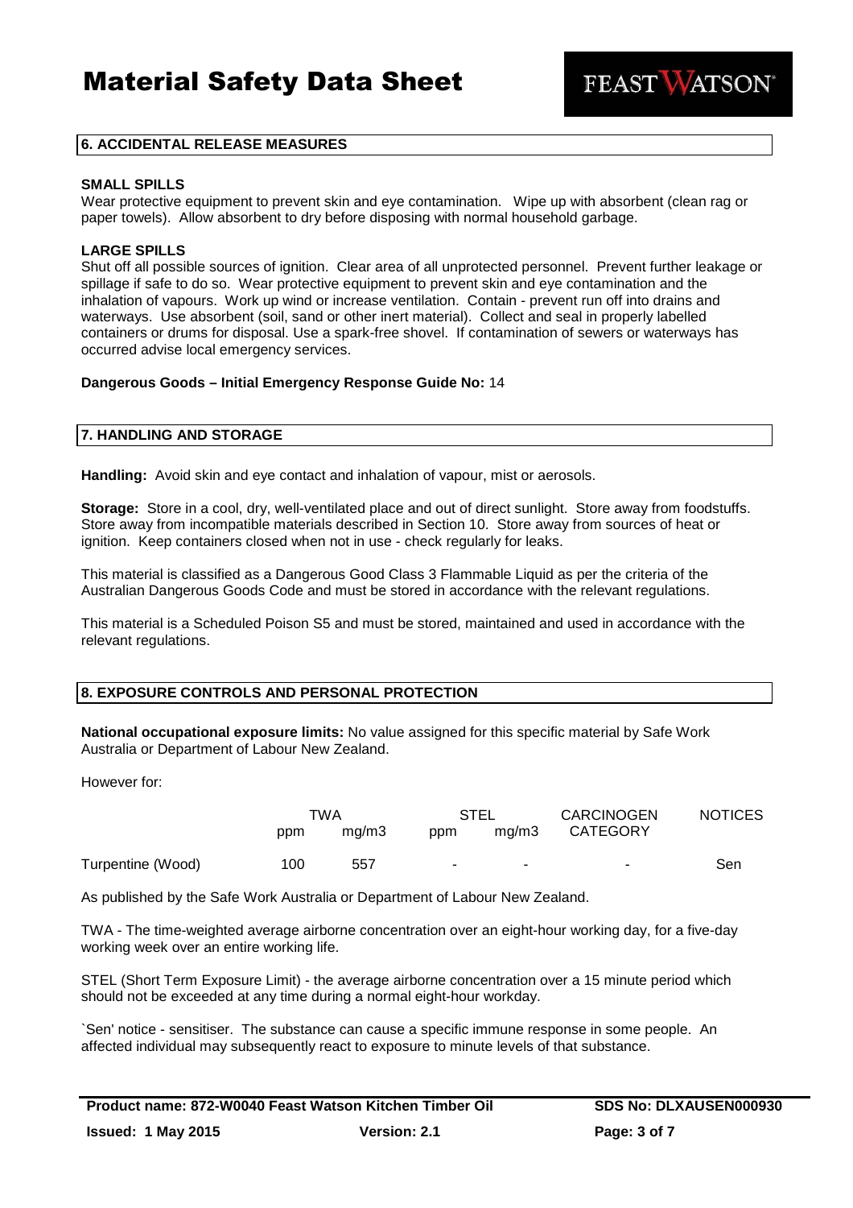## 6. ACCIDENTAL RELEASE MEASURES

**SMALL SPILLS**

Wear protective equipment to prevent skin and eye contamination. Wipe up with absorbent (clean rag or paper towels). Allow absorbent to dry before disposing with normal household garbage.

**LARGE SPILLS**

Shut off all possible sources of ignition. Clear area of all unprotected personnel. Prevent further leakage or spillage if safe to do so. Wear protective equipment to prevent skin and eye contamination and the inhalation of vapours. Work up wind or increase ventilation. Contain - prevent run off into drains and waterways. Use absorbent (soil, sand or other inert material). Collect and seal in properly labelled containers or drums for disposal. Use a spark-free shovel. If contamination of sewers or waterways has occurred advise local emergency services.

**Dangerous Goods – Initial Emergency Response Guide No:** 14

## 7. HANDLING AND STORAGE

**Handling:** Avoid skin and eye contact and inhalation of vapour, mist or aerosols.

**Storage:** Store in a cool, dry, well-ventilated place and out of direct sunlight. Store away from foodstuffs. Store away from incompatible materials described in Section 10. Store away from sources of heat or ignition. Keep containers closed when not in use - check regularly for leaks.

This material is classified as a Dangerous Good Class 3 Flammable Liquid as per the criteria of the Australian Dangerous Goods Code and must be stored in accordance with the relevant regulations.

This material is a Scheduled Poison S5 and must be stored, maintained and used in accordance with the relevant regulations.

## 8. EXPOSURE CONTROLS AND PERSONAL PROTECTION

**National occupational exposure limits:** No value assigned for this specific material by Safe Work Australia or Department of Labour New Zealand.

However for:

| | TWA | | STEL | | CARCINOGEN CATEGORY | NOTICES |
|---|---|---|---|---|---|---|
| | ppm | mg/m3 | ppm | mg/m3 | | |
| Turpentine (Wood) | 100 | 557 | - | - | - | Sen |

As published by the Safe Work Australia or Department of Labour New Zealand.

TWA - The time-weighted average airborne concentration over an eight-hour working day, for a five-day working week over an entire working life.

STEL (Short Term Exposure Limit) - the average airborne concentration over a 15 minute period which should not be exceeded at any time during a normal eight-hour workday.

`Sen' notice - sensitiser. The substance can cause a specific immune response in some people. An affected individual may subsequently react to exposure to minute levels of that substance.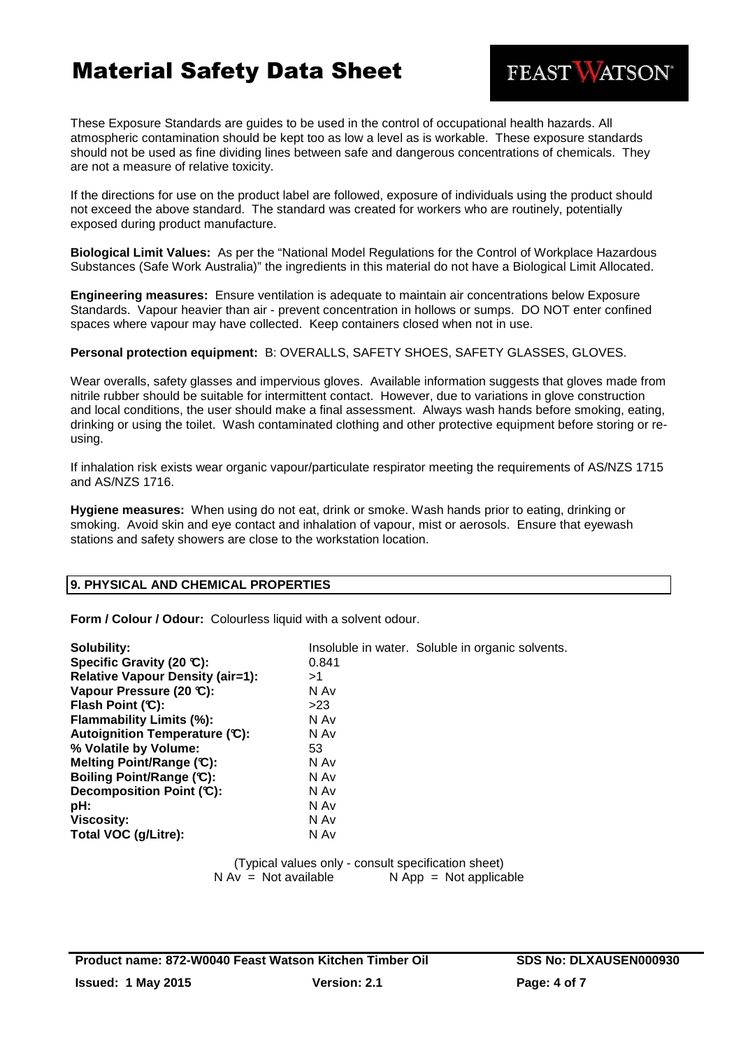These Exposure Standards are guides to be used in the control of occupational health hazards. All atmospheric contamination should be kept too as low a level as is workable. These exposure standards should not be used as fine dividing lines between safe and dangerous concentrations of chemicals. They are not a measure of relative toxicity.

If the directions for use on the product label are followed, exposure of individuals using the product should not exceed the above standard. The standard was created for workers who are routinely, potentially exposed during product manufacture.

**Biological Limit Values:** As per the "National Model Regulations for the Control of Workplace Hazardous Substances (Safe Work Australia)" the ingredients in this material do not have a Biological Limit Allocated.

**Engineering measures:** Ensure ventilation is adequate to maintain air concentrations below Exposure Standards. Vapour heavier than air - prevent concentration in hollows or sumps. DO NOT enter confined spaces where vapour may have collected. Keep containers closed when not in use.

**Personal protection equipment:** B: OVERALLS, SAFETY SHOES, SAFETY GLASSES, GLOVES.

Wear overalls, safety glasses and impervious gloves. Available information suggests that gloves made from nitrile rubber should be suitable for intermittent contact. However, due to variations in glove construction and local conditions, the user should make a final assessment. Always wash hands before smoking, eating, drinking or using the toilet. Wash contaminated clothing and other protective equipment before storing or re-using.

If inhalation risk exists wear organic vapour/particulate respirator meeting the requirements of AS/NZS 1715 and AS/NZS 1716.

**Hygiene measures:** When using do not eat, drink or smoke. Wash hands prior to eating, drinking or smoking. Avoid skin and eye contact and inhalation of vapour, mist or aerosols. Ensure that eyewash stations and safety showers are close to the workstation location.

## 9. PHYSICAL AND CHEMICAL PROPERTIES

**Form / Colour / Odour:** Colourless liquid with a solvent odour.

| | |
|---|---|
| **Solubility:** | Insoluble in water. Soluble in organic solvents. |
| **Specific Gravity (20 °C):** | 0.841 |
| **Relative Vapour Density (air=1):** | >1 |
| **Vapour Pressure (20 °C):** | N Av |
| **Flash Point (°C):** | >23 |
| **Flammability Limits (%):** | N Av |
| **Autoignition Temperature (°C):** | N Av |
| **% Volatile by Volume:** | 53 |
| **Melting Point/Range (°C):** | N Av |
| **Boiling Point/Range (°C):** | N Av |
| **Decomposition Point (°C):** | N Av |
| **pH:** | N Av |
| **Viscosity:** | N Av |
| **Total VOC (g/Litre):** | N Av |

(Typical values only - consult specification sheet)
N Av = Not available N App = Not applicable

**Product name: 872-W0040 Feast Watson Kitchen Timber Oil** **SDS No: DLXAUSEN000930**
**Issued: 1 May 2015** **Version: 2.1**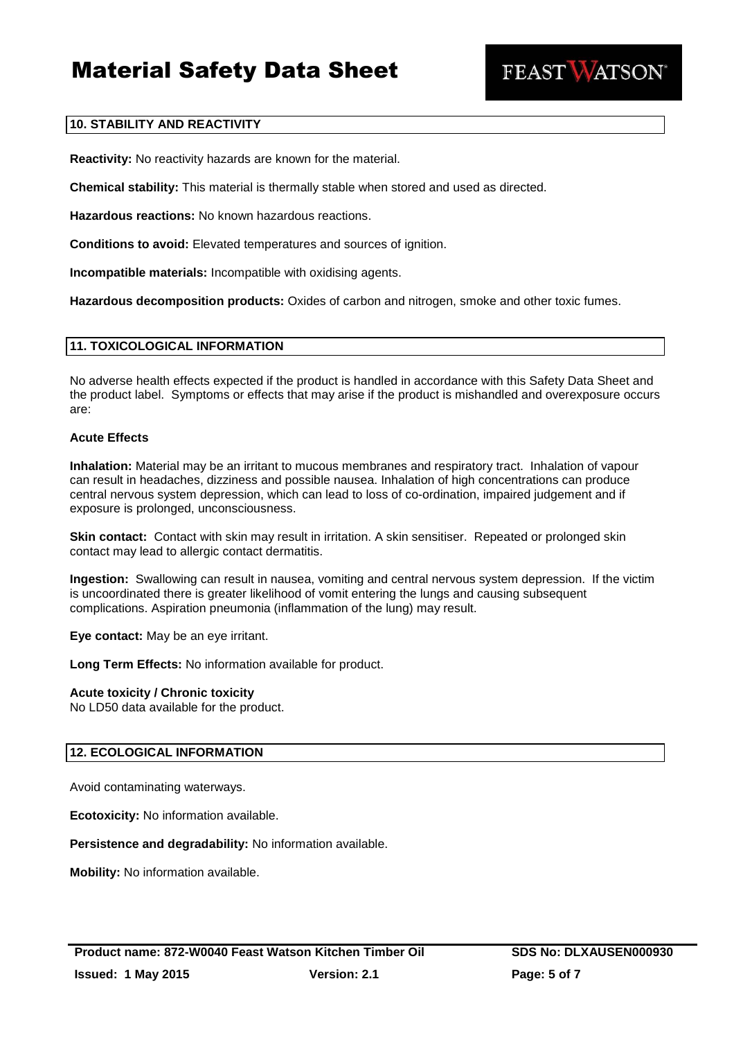## 10. STABILITY AND REACTIVITY

**Reactivity:** No reactivity hazards are known for the material.

**Chemical stability:** This material is thermally stable when stored and used as directed.

**Hazardous reactions:** No known hazardous reactions.

**Conditions to avoid:** Elevated temperatures and sources of ignition.

**Incompatible materials:** Incompatible with oxidising agents.

**Hazardous decomposition products:** Oxides of carbon and nitrogen, smoke and other toxic fumes.

## 11. TOXICOLOGICAL INFORMATION

No adverse health effects expected if the product is handled in accordance with this Safety Data Sheet and the product label. Symptoms or effects that may arise if the product is mishandled and overexposure occurs are:

**Acute Effects**

**Inhalation:** Material may be an irritant to mucous membranes and respiratory tract. Inhalation of vapour can result in headaches, dizziness and possible nausea. Inhalation of high concentrations can produce central nervous system depression, which can lead to loss of co-ordination, impaired judgement and if exposure is prolonged, unconsciousness.

**Skin contact:** Contact with skin may result in irritation. A skin sensitiser. Repeated or prolonged skin contact may lead to allergic contact dermatitis.

**Ingestion:** Swallowing can result in nausea, vomiting and central nervous system depression. If the victim is uncoordinated there is greater likelihood of vomit entering the lungs and causing subsequent complications. Aspiration pneumonia (inflammation of the lung) may result.

**Eye contact:** May be an eye irritant.

**Long Term Effects:** No information available for product.

**Acute toxicity / Chronic toxicity**
No LD50 data available for the product.

## 12. ECOLOGICAL INFORMATION

Avoid contaminating waterways.

**Ecotoxicity:** No information available.

**Persistence and degradability:** No information available.

**Mobility:** No information available.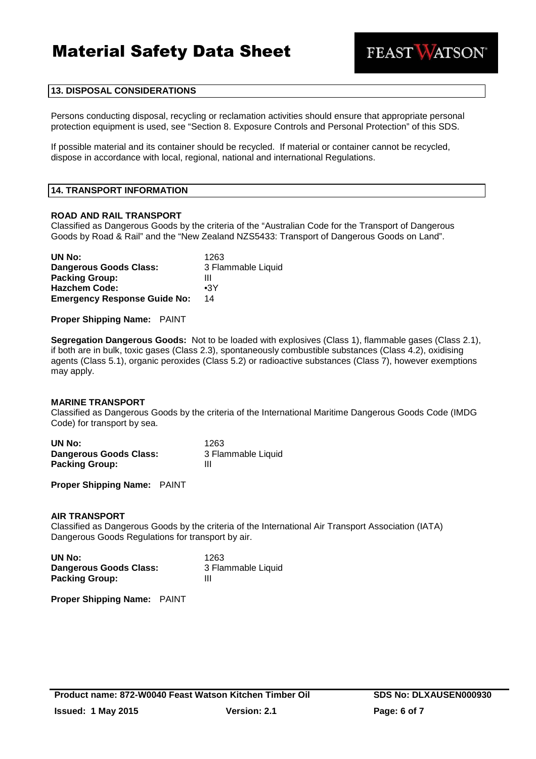## 13. DISPOSAL CONSIDERATIONS

Persons conducting disposal, recycling or reclamation activities should ensure that appropriate personal protection equipment is used, see "Section 8. Exposure Controls and Personal Protection" of this SDS.

If possible material and its container should be recycled. If material or container cannot be recycled, dispose in accordance with local, regional, national and international Regulations.

## 14. TRANSPORT INFORMATION

**ROAD AND RAIL TRANSPORT**

Classified as Dangerous Goods by the criteria of the "Australian Code for the Transport of Dangerous Goods by Road & Rail" and the "New Zealand NZS5433: Transport of Dangerous Goods on Land".

| | |
|---|---|
| **UN No:** | 1263 |
| **Dangerous Goods Class:** | 3 Flammable Liquid |
| **Packing Group:** | III |
| **Hazchem Code:** | •3Y |
| **Emergency Response Guide No:** | 14 |

**Proper Shipping Name:** PAINT

**Segregation Dangerous Goods:** Not to be loaded with explosives (Class 1), flammable gases (Class 2.1), if both are in bulk, toxic gases (Class 2.3), spontaneously combustible substances (Class 4.2), oxidising agents (Class 5.1), organic peroxides (Class 5.2) or radioactive substances (Class 7), however exemptions may apply.

**MARINE TRANSPORT**

Classified as Dangerous Goods by the criteria of the International Maritime Dangerous Goods Code (IMDG Code) for transport by sea.

| | |
|---|---|
| **UN No:** | 1263 |
| **Dangerous Goods Class:** | 3 Flammable Liquid |
| **Packing Group:** | III |

**Proper Shipping Name:** PAINT

**AIR TRANSPORT**

Classified as Dangerous Goods by the criteria of the International Air Transport Association (IATA) Dangerous Goods Regulations for transport by air.

| | |
|---|---|
| **UN No:** | 1263 |
| **Dangerous Goods Class:** | 3 Flammable Liquid |
| **Packing Group:** | III |

**Proper Shipping Name:** PAINT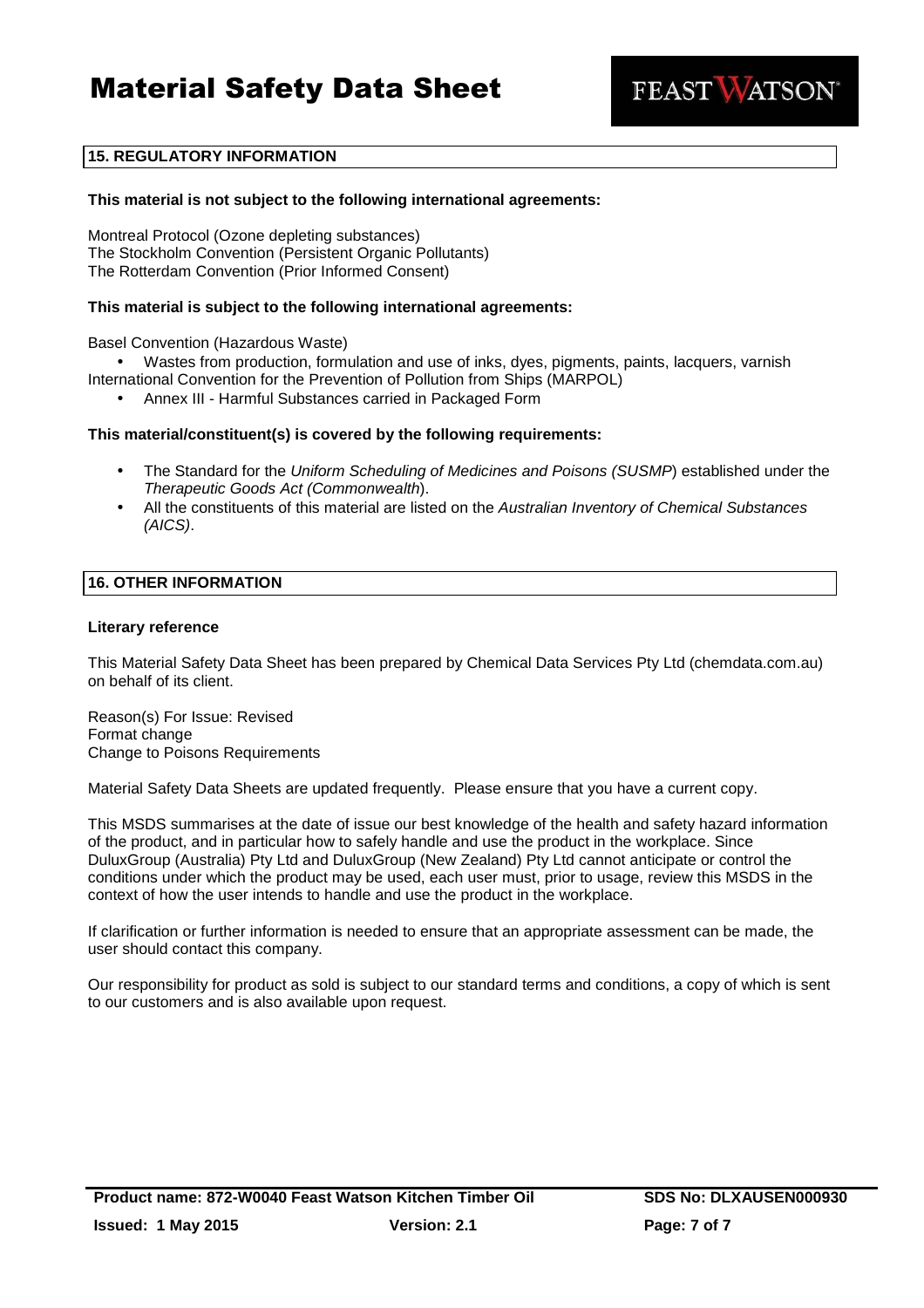## 15. REGULATORY INFORMATION

**This material is not subject to the following international agreements:**

Montreal Protocol (Ozone depleting substances)
The Stockholm Convention (Persistent Organic Pollutants)
The Rotterdam Convention (Prior Informed Consent)

**This material is subject to the following international agreements:**

Basel Convention (Hazardous Waste)

- Wastes from production, formulation and use of inks, dyes, pigments, paints, lacquers, varnish

International Convention for the Prevention of Pollution from Ships (MARPOL)

- Annex III - Harmful Substances carried in Packaged Form

**This material/constituent(s) is covered by the following requirements:**

- The Standard for the *Uniform Scheduling of Medicines and Poisons (SUSMP*) established under the *Therapeutic Goods Act (Commonwealth*).
- All the constituents of this material are listed on the *Australian Inventory of Chemical Substances (AICS)*.

## 16. OTHER INFORMATION

**Literary reference**

This Material Safety Data Sheet has been prepared by Chemical Data Services Pty Ltd (chemdata.com.au) on behalf of its client.

Reason(s) For Issue: Revised
Format change
Change to Poisons Requirements

Material Safety Data Sheets are updated frequently. Please ensure that you have a current copy.

This MSDS summarises at the date of issue our best knowledge of the health and safety hazard information of the product, and in particular how to safely handle and use the product in the workplace. Since DuluxGroup (Australia) Pty Ltd and DuluxGroup (New Zealand) Pty Ltd cannot anticipate or control the conditions under which the product may be used, each user must, prior to usage, review this MSDS in the context of how the user intends to handle and use the product in the workplace.

If clarification or further information is needed to ensure that an appropriate assessment can be made, the user should contact this company.

Our responsibility for product as sold is subject to our standard terms and conditions, a copy of which is sent to our customers and is also available upon request.